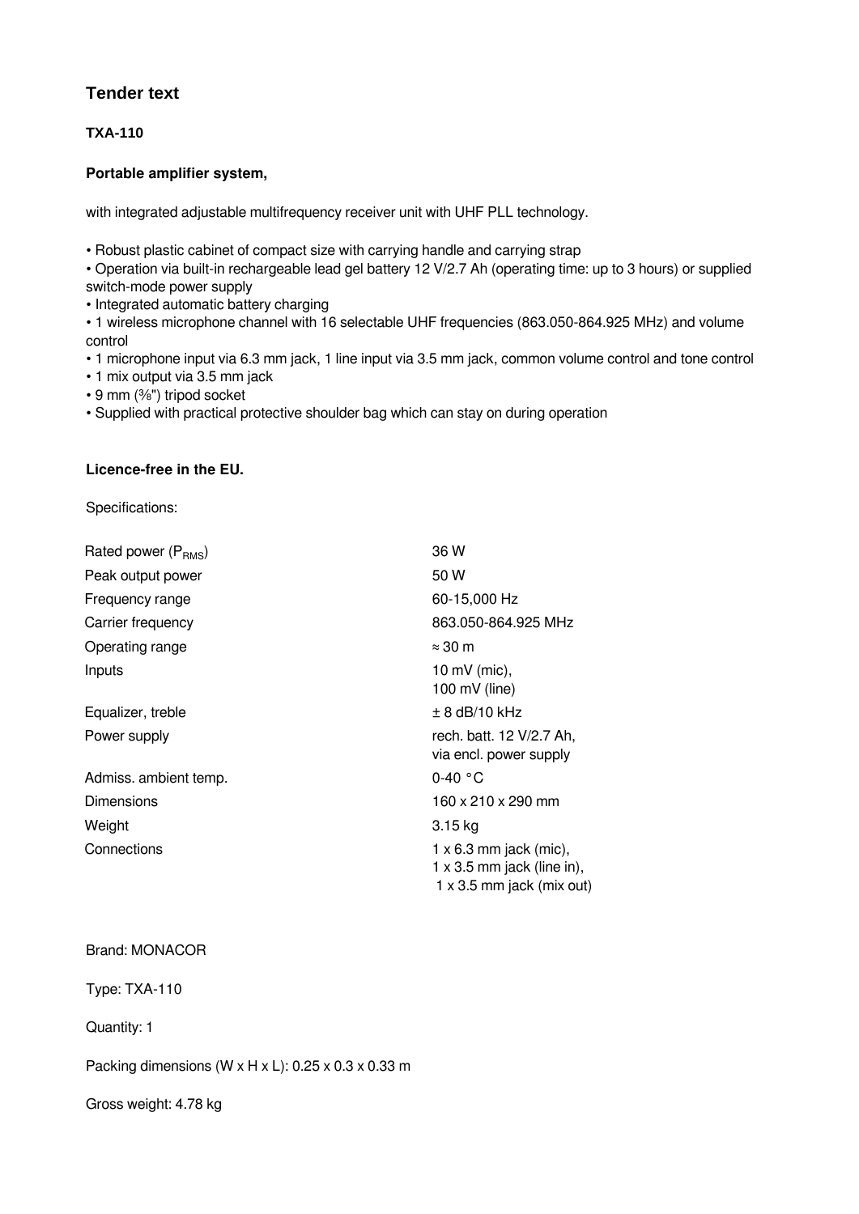## Tender text

**TXA-110**

**Portable amplifier system,**

with integrated adjustable multifrequency receiver unit with UHF PLL technology.

- Robust plastic cabinet of compact size with carrying handle and carrying strap
- Operation via built-in rechargeable lead gel battery 12 V/2.7 Ah (operating time: up to 3 hours) or supplied switch-mode power supply
- Integrated automatic battery charging
- 1 wireless microphone channel with 16 selectable UHF frequencies (863.050-864.925 MHz) and volume control
- 1 microphone input via 6.3 mm jack, 1 line input via 3.5 mm jack, common volume control and tone control
- 1 mix output via 3.5 mm jack
- 9 mm (⅜") tripod socket
- Supplied with practical protective shoulder bag which can stay on during operation

**Licence-free in the EU.**

Specifications:

| | |
|---|---|
| Rated power ($P_{RMS}$) | 36 W |
| Peak output power | 50 W |
| Frequency range | 60-15,000 Hz |
| Carrier frequency | 863.050-864.925 MHz |
| Operating range | ≈ 30 m |
| Inputs | 10 mV (mic),<br>100 mV (line) |
| Equalizer, treble | ± 8 dB/10 kHz |
| Power supply | rech. batt. 12 V/2.7 Ah,<br>via encl. power supply |
| Admiss. ambient temp. | 0-40 °C |
| Dimensions | 160 x 210 x 290 mm |
| Weight | 3.15 kg |
| Connections | 1 x 6.3 mm jack (mic),<br>1 x 3.5 mm jack (line in),<br>1 x 3.5 mm jack (mix out) |

Brand: MONACOR

Type: TXA-110

Quantity: 1

Packing dimensions (W x H x L): 0.25 x 0.3 x 0.33 m

Gross weight: 4.78 kg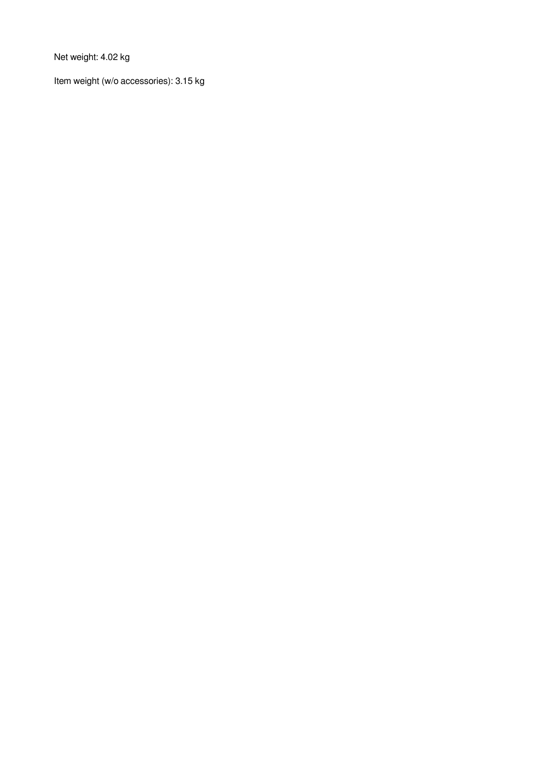Net weight: 4.02 kg

Item weight (w/o accessories): 3.15 kg